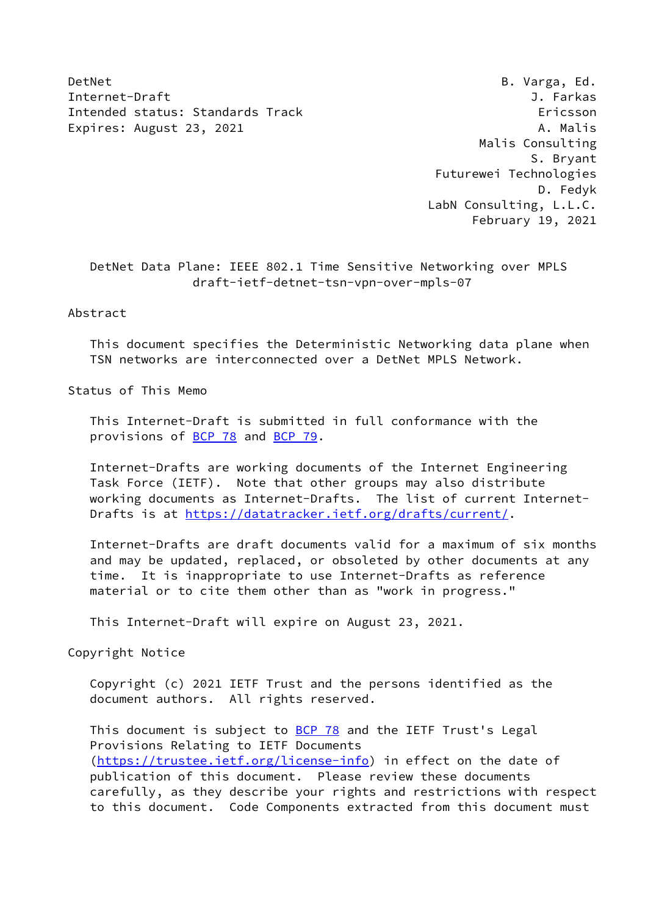DetNet B. Varga, Ed.
Internet-Draft J. Farkas
Intended status: Standards Track Ericsson
Expires: August 23, 2021 A. Malis
Malis Consulting
S. Bryant
Futurewei Technologies
D. Fedyk
LabN Consulting, L.L.C.
February 19, 2021

# DetNet Data Plane: IEEE 802.1 Time Sensitive Networking over MPLS
draft-ietf-detnet-tsn-vpn-over-mpls-07

## Abstract

This document specifies the Deterministic Networking data plane when TSN networks are interconnected over a DetNet MPLS Network.

## Status of This Memo

This Internet-Draft is submitted in full conformance with the provisions of BCP 78 and BCP 79.

Internet-Drafts are working documents of the Internet Engineering Task Force (IETF). Note that other groups may also distribute working documents as Internet-Drafts. The list of current Internet-Drafts is at https://datatracker.ietf.org/drafts/current/.

Internet-Drafts are draft documents valid for a maximum of six months and may be updated, replaced, or obsoleted by other documents at any time. It is inappropriate to use Internet-Drafts as reference material or to cite them other than as "work in progress."

This Internet-Draft will expire on August 23, 2021.

## Copyright Notice

Copyright (c) 2021 IETF Trust and the persons identified as the document authors. All rights reserved.

This document is subject to BCP 78 and the IETF Trust's Legal Provisions Relating to IETF Documents (https://trustee.ietf.org/license-info) in effect on the date of publication of this document. Please review these documents carefully, as they describe your rights and restrictions with respect to this document. Code Components extracted from this document must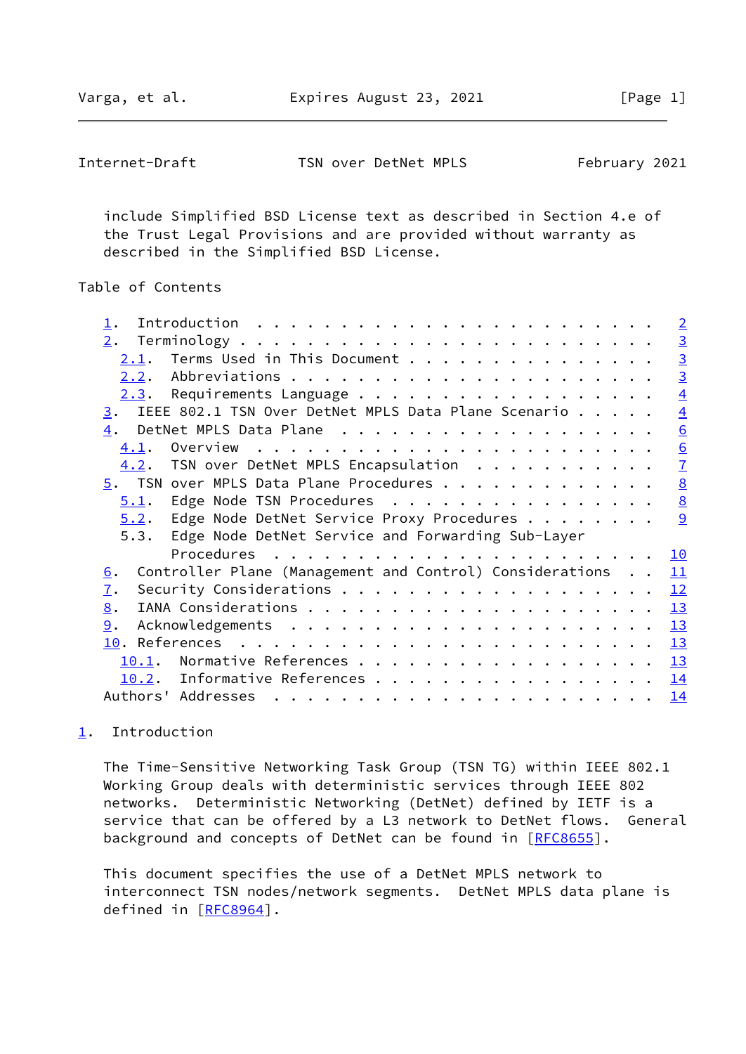include Simplified BSD License text as described in Section 4.e of the Trust Legal Provisions and are provided without warranty as described in the Simplified BSD License.

Table of Contents

- 1. Introduction . . . . . . . . . . . . . . . . . . . . . . . . 2
- 2. Terminology . . . . . . . . . . . . . . . . . . . . . . . . . 3
  - 2.1. Terms Used in This Document . . . . . . . . . . . . . . . 3
  - 2.2. Abbreviations . . . . . . . . . . . . . . . . . . . . . . 3
  - 2.3. Requirements Language . . . . . . . . . . . . . . . . . . 4
- 3. IEEE 802.1 TSN Over DetNet MPLS Data Plane Scenario . . . . . 4
- 4. DetNet MPLS Data Plane . . . . . . . . . . . . . . . . . . . 6
  - 4.1. Overview . . . . . . . . . . . . . . . . . . . . . . . . 6
  - 4.2. TSN over DetNet MPLS Encapsulation . . . . . . . . . . . 7
- 5. TSN over MPLS Data Plane Procedures . . . . . . . . . . . . . 8
  - 5.1. Edge Node TSN Procedures . . . . . . . . . . . . . . . . 8
  - 5.2. Edge Node DetNet Service Proxy Procedures . . . . . . . . 9
  - 5.3. Edge Node DetNet Service and Forwarding Sub-Layer Procedures . . . . . . . . . . . . . . . . . . . . . . . 10
- 6. Controller Plane (Management and Control) Considerations . . 11
- 7. Security Considerations . . . . . . . . . . . . . . . . . . . 12
- 8. IANA Considerations . . . . . . . . . . . . . . . . . . . . . 13
- 9. Acknowledgements . . . . . . . . . . . . . . . . . . . . . . 13
- 10. References . . . . . . . . . . . . . . . . . . . . . . . . . 13
  - 10.1. Normative References . . . . . . . . . . . . . . . . . . 13
  - 10.2. Informative References . . . . . . . . . . . . . . . . . 14
- Authors' Addresses . . . . . . . . . . . . . . . . . . . . . . . 14

## 1. Introduction

The Time-Sensitive Networking Task Group (TSN TG) within IEEE 802.1 Working Group deals with deterministic services through IEEE 802 networks. Deterministic Networking (DetNet) defined by IETF is a service that can be offered by a L3 network to DetNet flows. General background and concepts of DetNet can be found in [RFC8655].

This document specifies the use of a DetNet MPLS network to interconnect TSN nodes/network segments. DetNet MPLS data plane is defined in [RFC8964].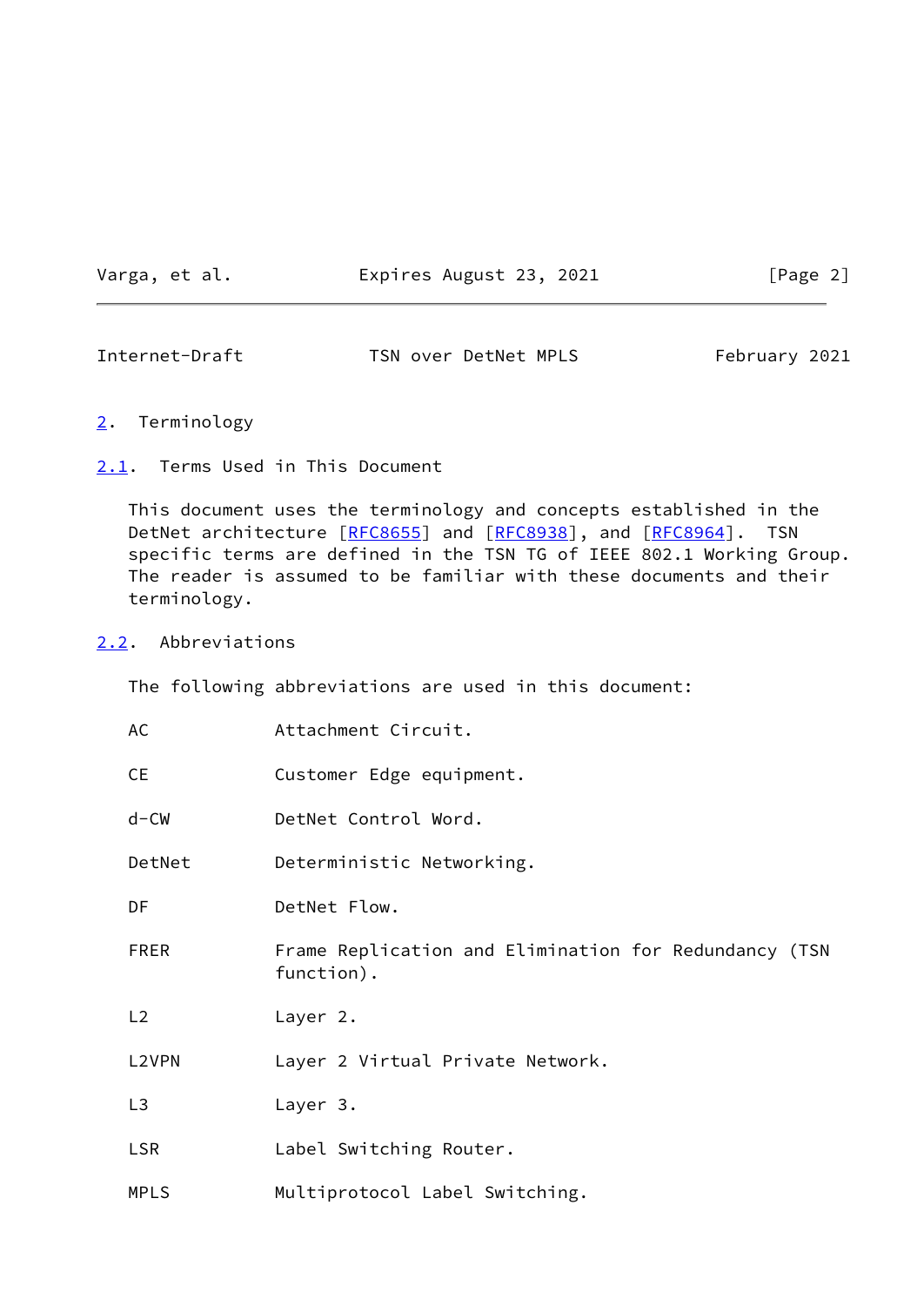## 2. Terminology

### 2.1. Terms Used in This Document

This document uses the terminology and concepts established in the DetNet architecture [RFC8655] and [RFC8938], and [RFC8964]. TSN specific terms are defined in the TSN TG of IEEE 802.1 Working Group. The reader is assumed to be familiar with these documents and their terminology.

### 2.2. Abbreviations

The following abbreviations are used in this document:

| | |
|---|---|
| AC | Attachment Circuit. |
| CE | Customer Edge equipment. |
| d-CW | DetNet Control Word. |
| DetNet | Deterministic Networking. |
| DF | DetNet Flow. |
| FRER | Frame Replication and Elimination for Redundancy (TSN function). |
| L2 | Layer 2. |
| L2VPN | Layer 2 Virtual Private Network. |
| L3 | Layer 3. |
| LSR | Label Switching Router. |
| MPLS | Multiprotocol Label Switching. |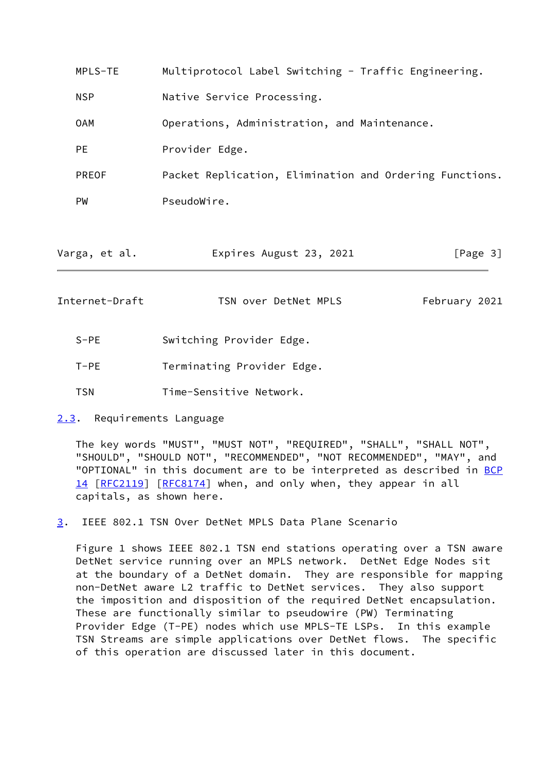MPLS-TE Multiprotocol Label Switching - Traffic Engineering.

NSP Native Service Processing.

OAM Operations, Administration, and Maintenance.

PE Provider Edge.

PREOF Packet Replication, Elimination and Ordering Functions.

PW PseudoWire.

S-PE Switching Provider Edge.

T-PE Terminating Provider Edge.

TSN Time-Sensitive Network.

## 2.3. Requirements Language

The key words "MUST", "MUST NOT", "REQUIRED", "SHALL", "SHALL NOT", "SHOULD", "SHOULD NOT", "RECOMMENDED", "NOT RECOMMENDED", "MAY", and "OPTIONAL" in this document are to be interpreted as described in BCP 14 [RFC2119] [RFC8174] when, and only when, they appear in all capitals, as shown here.

# 3. IEEE 802.1 TSN Over DetNet MPLS Data Plane Scenario

Figure 1 shows IEEE 802.1 TSN end stations operating over a TSN aware DetNet service running over an MPLS network. DetNet Edge Nodes sit at the boundary of a DetNet domain. They are responsible for mapping non-DetNet aware L2 traffic to DetNet services. They also support the imposition and disposition of the required DetNet encapsulation. These are functionally similar to pseudowire (PW) Terminating Provider Edge (T-PE) nodes which use MPLS-TE LSPs. In this example TSN Streams are simple applications over DetNet flows. The specific of this operation are discussed later in this document.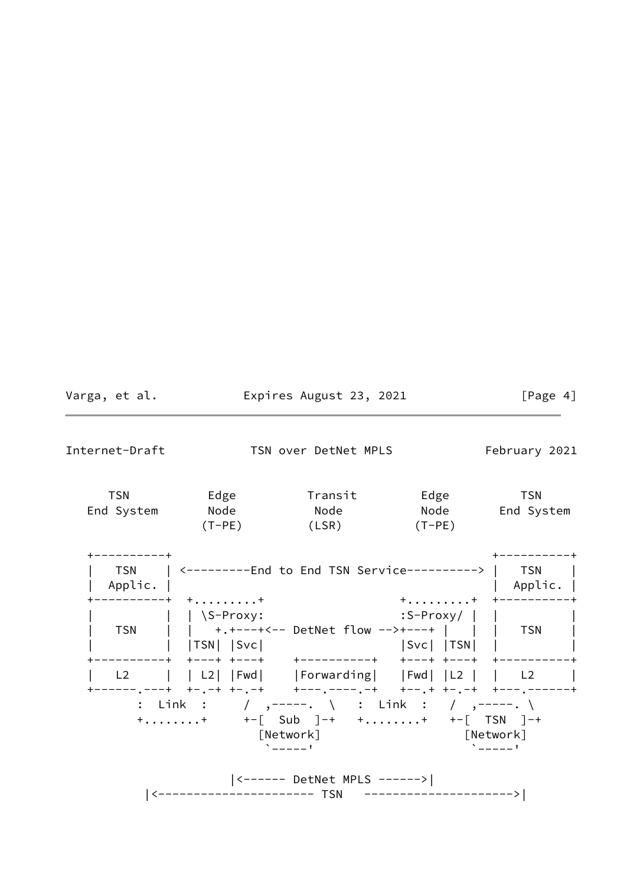```
     TSN          Edge          Transit        Edge          TSN
   End System     Node           Node          Node       End System
                 (T-PE)          (LSR)        (T-PE)

   +----------+                                            +----------+
   |   TSN    | <---------End to End TSN Service----------> |   TSN    |
   |  Applic. |                                            |  Applic. |
   +----------+  +.........+                 +.........+  +----------+
   |          |  | \S-Proxy:                 :S-Proxy/ |  |          |
   |   TSN    |  |   +.+---+<-- DetNet flow -->+---+ |   |  |   TSN    |
   |          |  |TSN| |Svc|                 |Svc| |TSN|  |          |
   +----------+  +---+ +---+    +----------+   +---+ +---+  +----------+
   |   L2     |  | L2| |Fwd|    |Forwarding|   |Fwd| |L2 |  |   L2     |
   +------.---+  +-.-+ +-.-+    +---.----.-+   +--.+ +-.-+  +---.------+
        :  Link  :     /  ,-----.  \   :  Link  :   /  ,-----. \
        +........+     +-[  Sub  ]-+   +........+   +-[  TSN  ]-+
                         [Network]                    [Network]
                          `-----'                      `-----'

                   |<------ DetNet MPLS ------>|
         |<--------------------- TSN   -------------------->|
```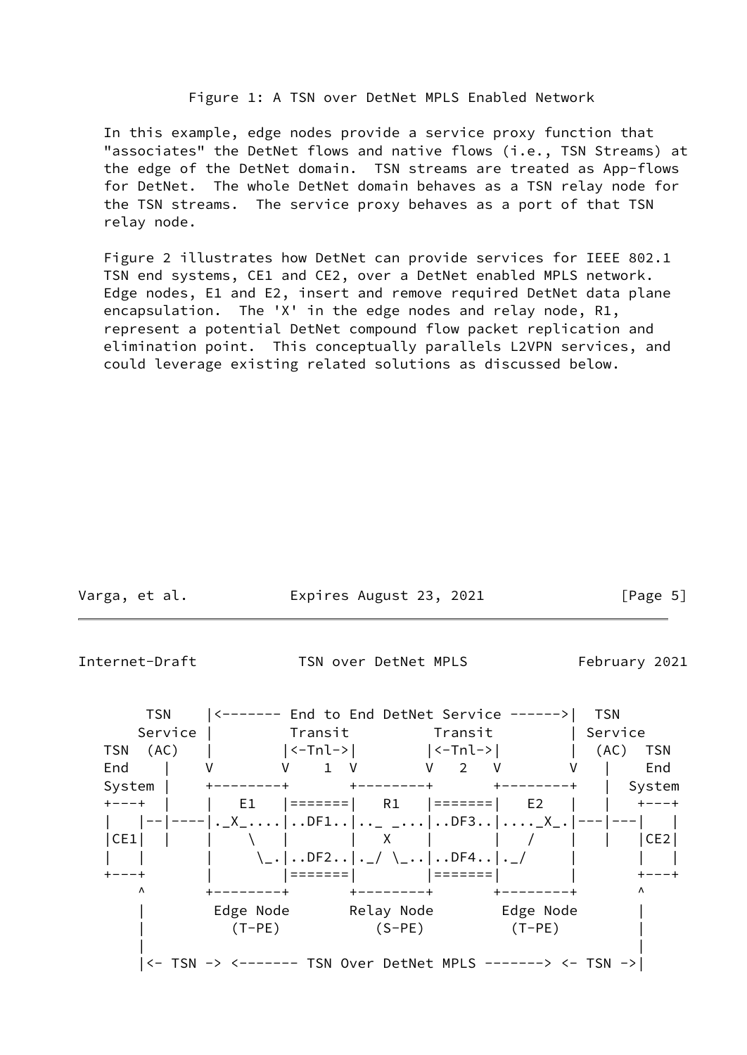Figure 1: A TSN over DetNet MPLS Enabled Network

In this example, edge nodes provide a service proxy function that "associates" the DetNet flows and native flows (i.e., TSN Streams) at the edge of the DetNet domain. TSN streams are treated as App-flows for DetNet. The whole DetNet domain behaves as a TSN relay node for the TSN streams. The service proxy behaves as a port of that TSN relay node.

Figure 2 illustrates how DetNet can provide services for IEEE 802.1 TSN end systems, CE1 and CE2, over a DetNet enabled MPLS network. Edge nodes, E1 and E2, insert and remove required DetNet data plane encapsulation. The 'X' in the edge nodes and relay node, R1, represent a potential DetNet compound flow packet replication and elimination point. This conceptually parallels L2VPN services, and could leverage existing related solutions as discussed below.

```
      TSN     |<------- End to End DetNet Service ------>|  TSN
     Service  |         Transit          Transit         | Service
TSN  (AC)     |        |<-Tnl->|        |<-Tnl->|        |  (AC)  TSN
End    |      V        V    1  V        V   2   V        V   |    End
System |      +--------+       +--------+       +--------+   |  System
+---+  |      |   E1   |=======|   R1   |=======|   E2   |   |   +---+
|   |--|------|._X_....|..DF1..|.._ _...|..DF3..|...._X_.|---|---|   |
|CE1|  |      |    \   |       |   X    |       |   /    |   |   |CE2|
|   |         |     \_.|..DF2..|._/ \_..|..DF4..|._/     |       |   |
+---+         |        |=======|        |=======|        |       +---+
    ^         +--------+       +--------+       +--------+       ^
    |          Edge Node       Relay Node       Edge Node        |
    |            (T-PE)          (S-PE)          (T-PE)          |
    |                                                            |
    |<- TSN -> <------- TSN Over DetNet MPLS -------> <- TSN ->|
```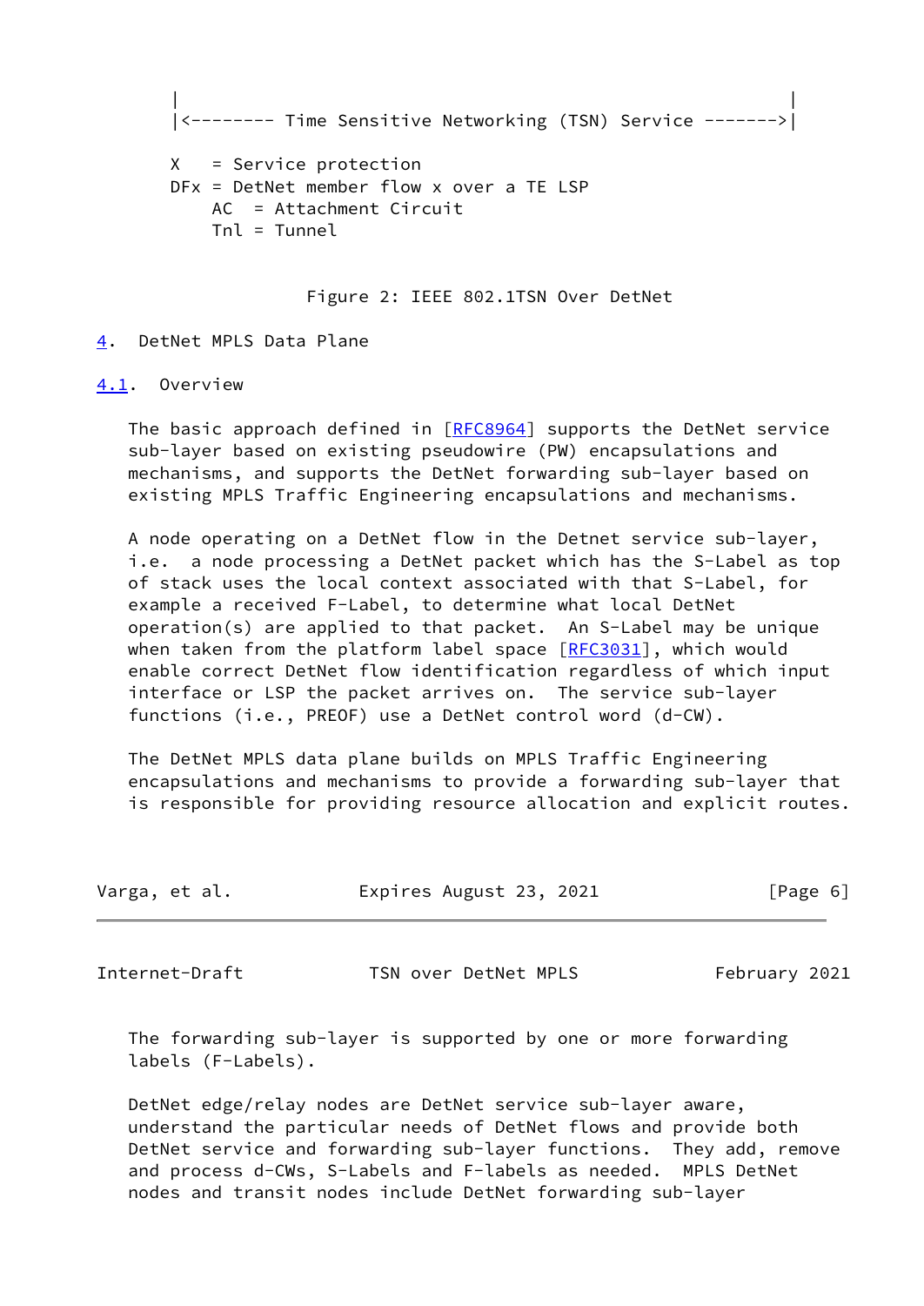```
      |                                                          |
      |<-------- Time Sensitive Networking (TSN) Service ------->|

      X   = Service protection
      DFx = DetNet member flow x over a TE LSP
          AC  = Attachment Circuit
          Tnl = Tunnel
```

Figure 2: IEEE 802.1TSN Over DetNet

## 4. DetNet MPLS Data Plane

### 4.1. Overview

The basic approach defined in [RFC8964] supports the DetNet service sub-layer based on existing pseudowire (PW) encapsulations and mechanisms, and supports the DetNet forwarding sub-layer based on existing MPLS Traffic Engineering encapsulations and mechanisms.

A node operating on a DetNet flow in the Detnet service sub-layer, i.e. a node processing a DetNet packet which has the S-Label as top of stack uses the local context associated with that S-Label, for example a received F-Label, to determine what local DetNet operation(s) are applied to that packet. An S-Label may be unique when taken from the platform label space [RFC3031], which would enable correct DetNet flow identification regardless of which input interface or LSP the packet arrives on. The service sub-layer functions (i.e., PREOF) use a DetNet control word (d-CW).

The DetNet MPLS data plane builds on MPLS Traffic Engineering encapsulations and mechanisms to provide a forwarding sub-layer that is responsible for providing resource allocation and explicit routes.

The forwarding sub-layer is supported by one or more forwarding labels (F-Labels).

DetNet edge/relay nodes are DetNet service sub-layer aware, understand the particular needs of DetNet flows and provide both DetNet service and forwarding sub-layer functions. They add, remove and process d-CWs, S-Labels and F-labels as needed. MPLS DetNet nodes and transit nodes include DetNet forwarding sub-layer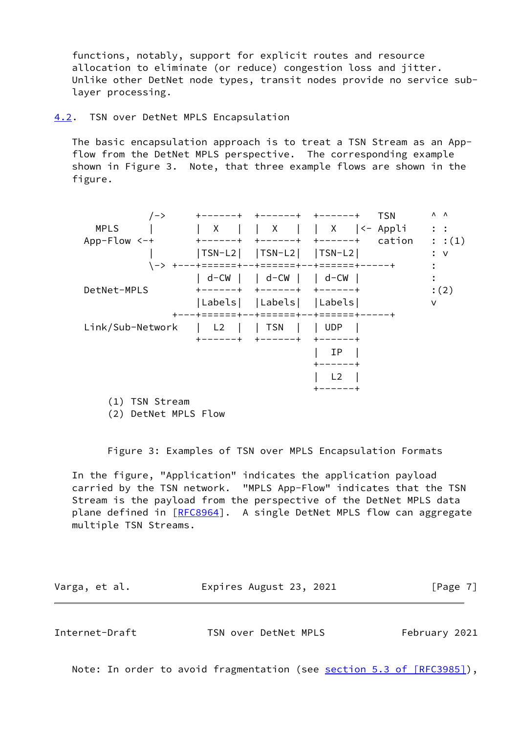functions, notably, support for explicit routes and resource allocation to eliminate (or reduce) congestion loss and jitter. Unlike other DetNet node types, transit nodes provide no service sub-layer processing.

## 4.2. TSN over DetNet MPLS Encapsulation

The basic encapsulation approach is to treat a TSN Stream as an App-flow from the DetNet MPLS perspective. The corresponding example shown in Figure 3. Note, that three example flows are shown in the figure.

```
             /->      +------+  +------+  +------+   TSN      ^ ^
    MPLS     |        |  X   |  |  X   |  |  X   |<- Appli    : :
   App-Flow <-+       +------+  +------+  +------+   cation   : :(1)
             |        |TSN-L2|  |TSN-L2|  |TSN-L2|            : v
             \-> +---+======+--+======+--+======+-----+       :
                      | d-CW |  | d-CW |  | d-CW |            :
   DetNet-MPLS        +------+  +------+  +------+            :(2)
                      |Labels|  |Labels|  |Labels|            v
                 +---+======+--+======+--+======+-----+
   Link/Sub-Network   |  L2  |  | TSN  |  | UDP  |
                      +------+  +------+  +------+
                                          |  IP  |
                                          +------+
                                          |  L2  |
                                          +------+
      (1) TSN Stream
      (2) DetNet MPLS Flow
```

Figure 3: Examples of TSN over MPLS Encapsulation Formats

In the figure, "Application" indicates the application payload carried by the TSN network. "MPLS App-Flow" indicates that the TSN Stream is the payload from the perspective of the DetNet MPLS data plane defined in [RFC8964]. A single DetNet MPLS flow can aggregate multiple TSN Streams.

Note: In order to avoid fragmentation (see section 5.3 of [RFC3985]),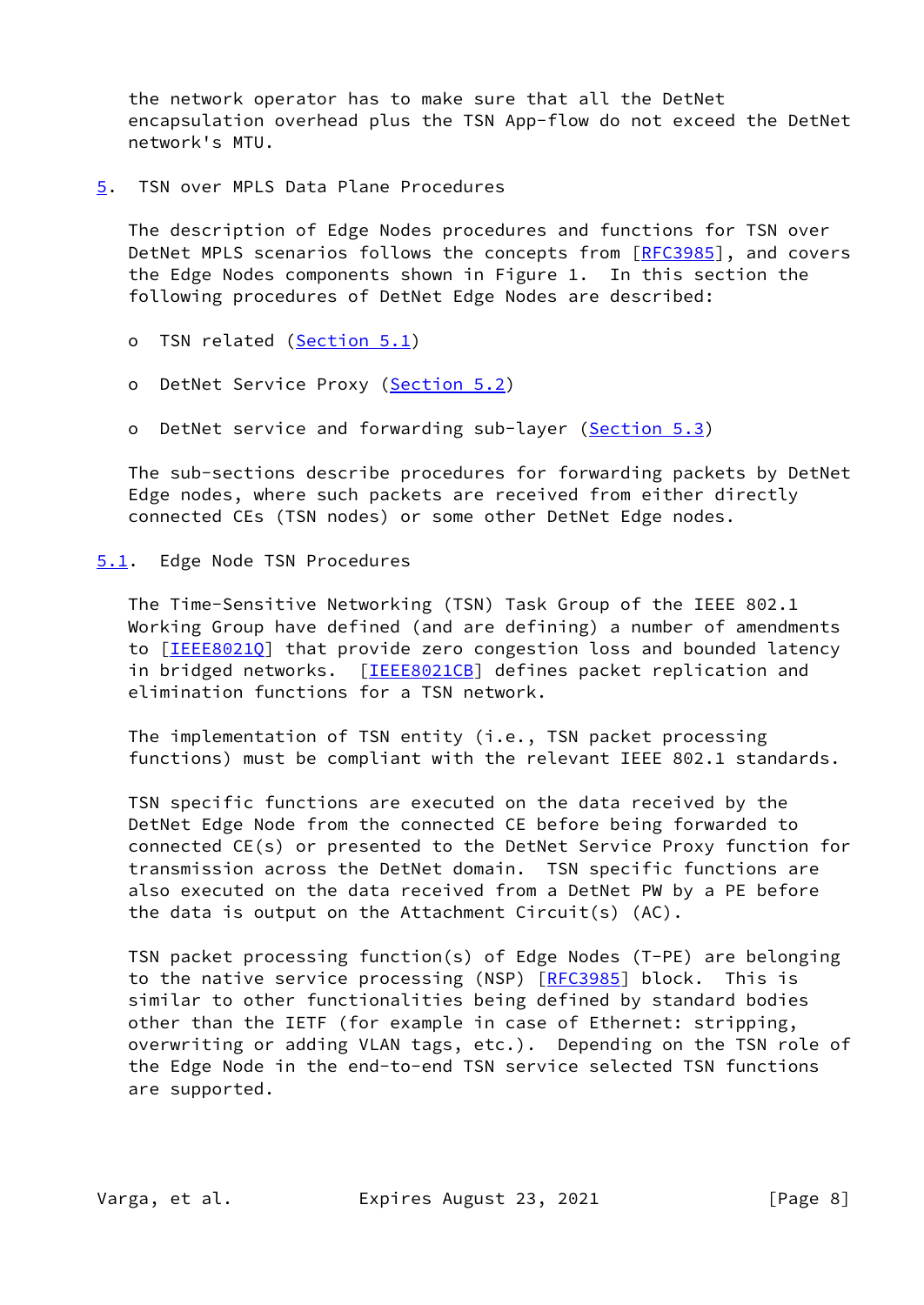the network operator has to make sure that all the DetNet encapsulation overhead plus the TSN App-flow do not exceed the DetNet network's MTU.

## 5. TSN over MPLS Data Plane Procedures

The description of Edge Nodes procedures and functions for TSN over DetNet MPLS scenarios follows the concepts from [RFC3985], and covers the Edge Nodes components shown in Figure 1. In this section the following procedures of DetNet Edge Nodes are described:

- TSN related (Section 5.1)
- DetNet Service Proxy (Section 5.2)
- DetNet service and forwarding sub-layer (Section 5.3)

The sub-sections describe procedures for forwarding packets by DetNet Edge nodes, where such packets are received from either directly connected CEs (TSN nodes) or some other DetNet Edge nodes.

### 5.1. Edge Node TSN Procedures

The Time-Sensitive Networking (TSN) Task Group of the IEEE 802.1 Working Group have defined (and are defining) a number of amendments to [IEEE8021Q] that provide zero congestion loss and bounded latency in bridged networks. [IEEE8021CB] defines packet replication and elimination functions for a TSN network.

The implementation of TSN entity (i.e., TSN packet processing functions) must be compliant with the relevant IEEE 802.1 standards.

TSN specific functions are executed on the data received by the DetNet Edge Node from the connected CE before being forwarded to connected CE(s) or presented to the DetNet Service Proxy function for transmission across the DetNet domain. TSN specific functions are also executed on the data received from a DetNet PW by a PE before the data is output on the Attachment Circuit(s) (AC).

TSN packet processing function(s) of Edge Nodes (T-PE) are belonging to the native service processing (NSP) [RFC3985] block. This is similar to other functionalities being defined by standard bodies other than the IETF (for example in case of Ethernet: stripping, overwriting or adding VLAN tags, etc.). Depending on the TSN role of the Edge Node in the end-to-end TSN service selected TSN functions are supported.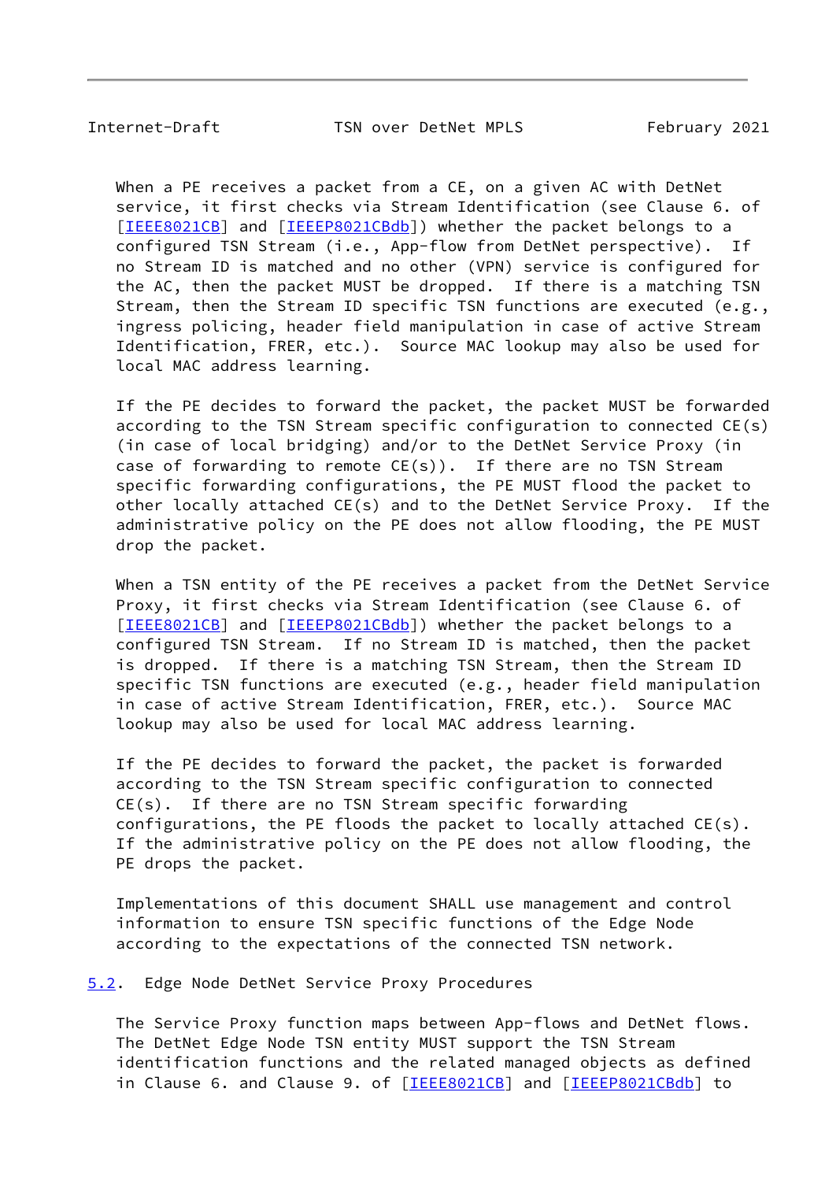When a PE receives a packet from a CE, on a given AC with DetNet service, it first checks via Stream Identification (see Clause 6. of [IEEE8021CB] and [IEEEP8021CBdb]) whether the packet belongs to a configured TSN Stream (i.e., App-flow from DetNet perspective). If no Stream ID is matched and no other (VPN) service is configured for the AC, then the packet MUST be dropped. If there is a matching TSN Stream, then the Stream ID specific TSN functions are executed (e.g., ingress policing, header field manipulation in case of active Stream Identification, FRER, etc.). Source MAC lookup may also be used for local MAC address learning.

If the PE decides to forward the packet, the packet MUST be forwarded according to the TSN Stream specific configuration to connected CE(s) (in case of local bridging) and/or to the DetNet Service Proxy (in case of forwarding to remote CE(s)). If there are no TSN Stream specific forwarding configurations, the PE MUST flood the packet to other locally attached CE(s) and to the DetNet Service Proxy. If the administrative policy on the PE does not allow flooding, the PE MUST drop the packet.

When a TSN entity of the PE receives a packet from the DetNet Service Proxy, it first checks via Stream Identification (see Clause 6. of [IEEE8021CB] and [IEEEP8021CBdb]) whether the packet belongs to a configured TSN Stream. If no Stream ID is matched, then the packet is dropped. If there is a matching TSN Stream, then the Stream ID specific TSN functions are executed (e.g., header field manipulation in case of active Stream Identification, FRER, etc.). Source MAC lookup may also be used for local MAC address learning.

If the PE decides to forward the packet, the packet is forwarded according to the TSN Stream specific configuration to connected CE(s). If there are no TSN Stream specific forwarding configurations, the PE floods the packet to locally attached CE(s). If the administrative policy on the PE does not allow flooding, the PE drops the packet.

Implementations of this document SHALL use management and control information to ensure TSN specific functions of the Edge Node according to the expectations of the connected TSN network.

## 5.2. Edge Node DetNet Service Proxy Procedures

The Service Proxy function maps between App-flows and DetNet flows. The DetNet Edge Node TSN entity MUST support the TSN Stream identification functions and the related managed objects as defined in Clause 6. and Clause 9. of [IEEE8021CB] and [IEEEP8021CBdb] to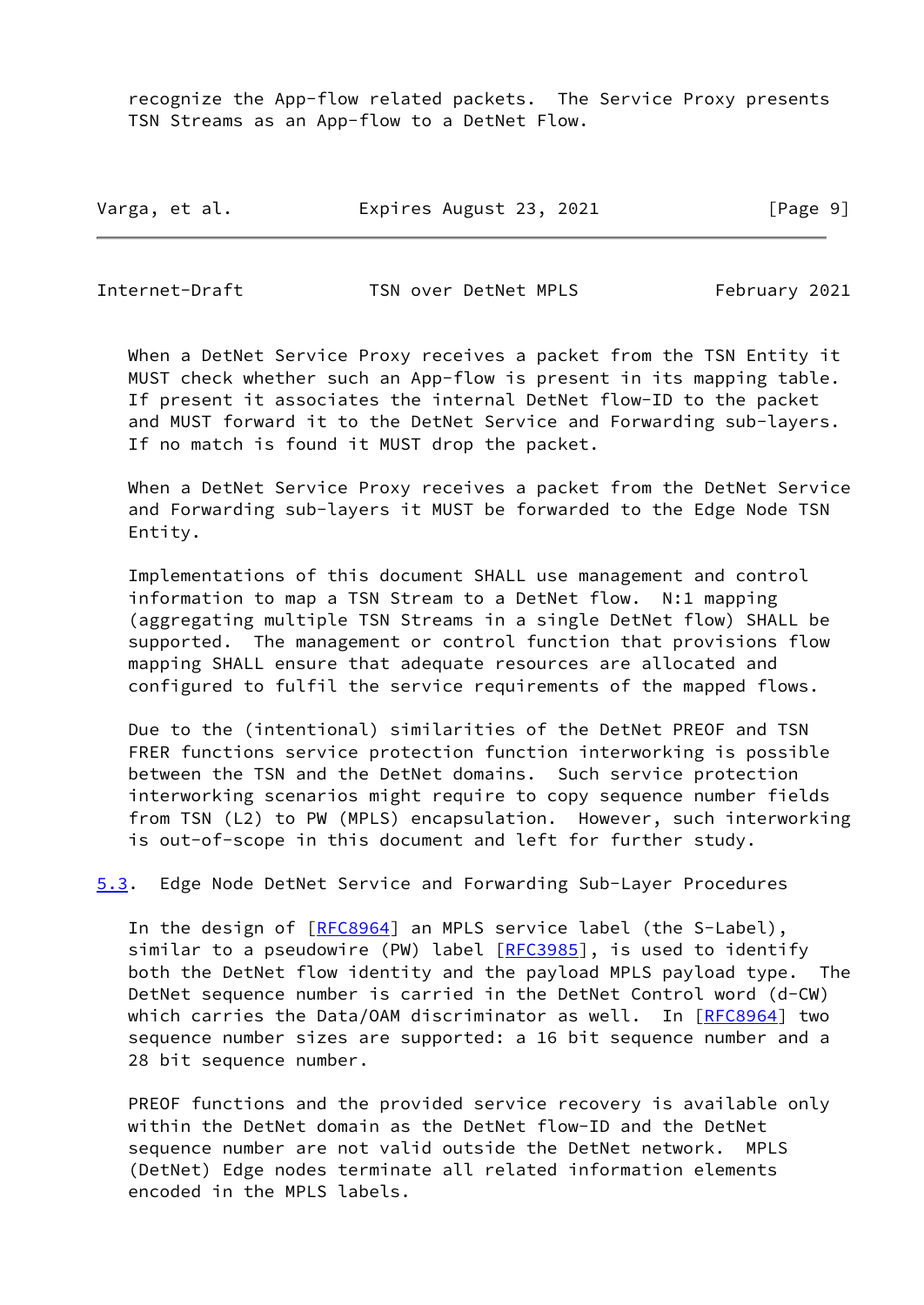recognize the App-flow related packets. The Service Proxy presents TSN Streams as an App-flow to a DetNet Flow.

When a DetNet Service Proxy receives a packet from the TSN Entity it MUST check whether such an App-flow is present in its mapping table. If present it associates the internal DetNet flow-ID to the packet and MUST forward it to the DetNet Service and Forwarding sub-layers. If no match is found it MUST drop the packet.

When a DetNet Service Proxy receives a packet from the DetNet Service and Forwarding sub-layers it MUST be forwarded to the Edge Node TSN Entity.

Implementations of this document SHALL use management and control information to map a TSN Stream to a DetNet flow. N:1 mapping (aggregating multiple TSN Streams in a single DetNet flow) SHALL be supported. The management or control function that provisions flow mapping SHALL ensure that adequate resources are allocated and configured to fulfil the service requirements of the mapped flows.

Due to the (intentional) similarities of the DetNet PREOF and TSN FRER functions service protection function interworking is possible between the TSN and the DetNet domains. Such service protection interworking scenarios might require to copy sequence number fields from TSN (L2) to PW (MPLS) encapsulation. However, such interworking is out-of-scope in this document and left for further study.

## 5.3. Edge Node DetNet Service and Forwarding Sub-Layer Procedures

In the design of [RFC8964] an MPLS service label (the S-Label), similar to a pseudowire (PW) label [RFC3985], is used to identify both the DetNet flow identity and the payload MPLS payload type. The DetNet sequence number is carried in the DetNet Control word (d-CW) which carries the Data/OAM discriminator as well. In [RFC8964] two sequence number sizes are supported: a 16 bit sequence number and a 28 bit sequence number.

PREOF functions and the provided service recovery is available only within the DetNet domain as the DetNet flow-ID and the DetNet sequence number are not valid outside the DetNet network. MPLS (DetNet) Edge nodes terminate all related information elements encoded in the MPLS labels.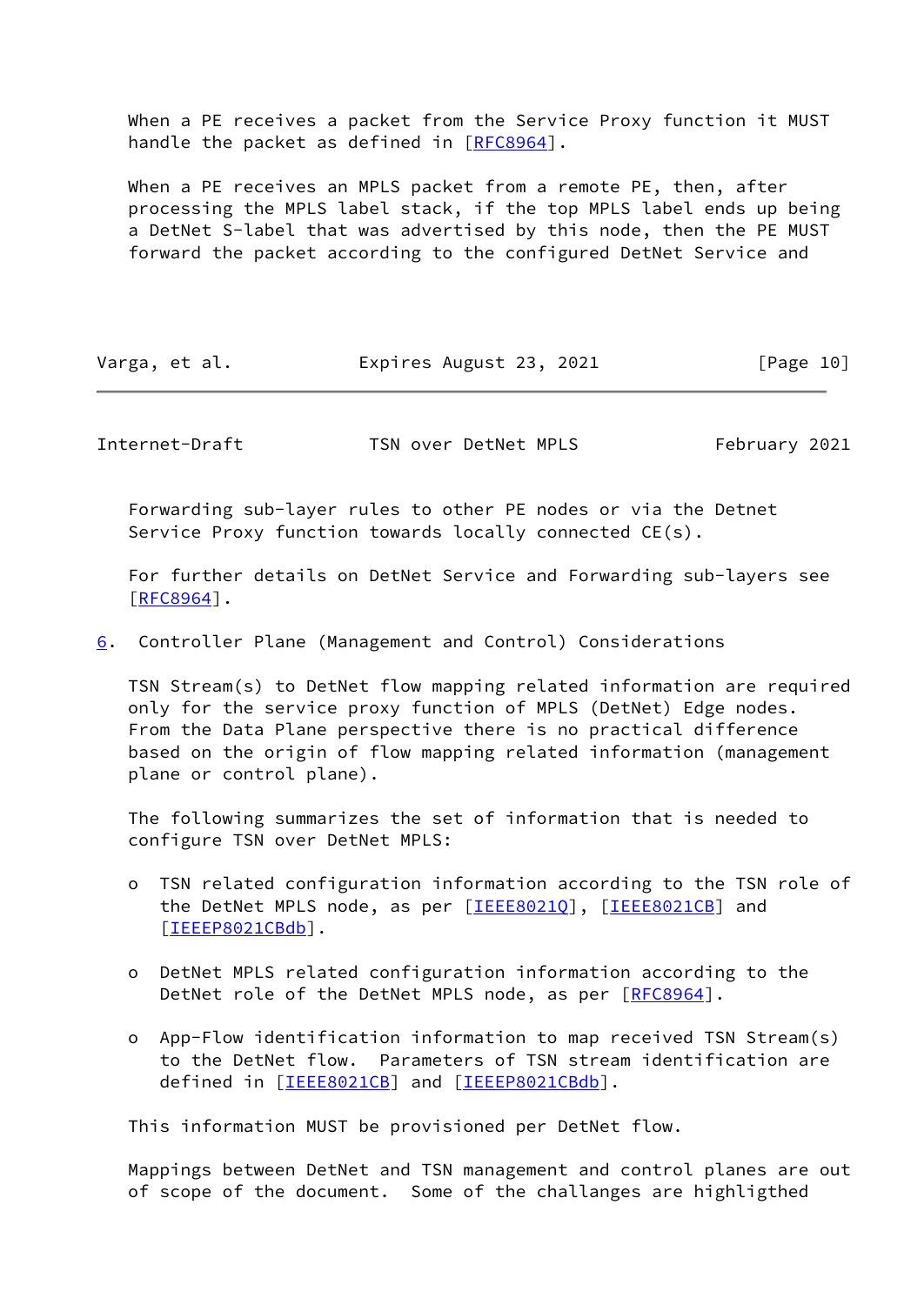When a PE receives a packet from the Service Proxy function it MUST handle the packet as defined in [RFC8964].

When a PE receives an MPLS packet from a remote PE, then, after processing the MPLS label stack, if the top MPLS label ends up being a DetNet S-label that was advertised by this node, then the PE MUST forward the packet according to the configured DetNet Service and Forwarding sub-layer rules to other PE nodes or via the Detnet Service Proxy function towards locally connected CE(s).

For further details on DetNet Service and Forwarding sub-layers see [RFC8964].

## 6. Controller Plane (Management and Control) Considerations

TSN Stream(s) to DetNet flow mapping related information are required only for the service proxy function of MPLS (DetNet) Edge nodes. From the Data Plane perspective there is no practical difference based on the origin of flow mapping related information (management plane or control plane).

The following summarizes the set of information that is needed to configure TSN over DetNet MPLS:

- TSN related configuration information according to the TSN role of the DetNet MPLS node, as per [IEEE8021Q], [IEEE8021CB] and [IEEEP8021CBdb].

- DetNet MPLS related configuration information according to the DetNet role of the DetNet MPLS node, as per [RFC8964].

- App-Flow identification information to map received TSN Stream(s) to the DetNet flow. Parameters of TSN stream identification are defined in [IEEE8021CB] and [IEEEP8021CBdb].

This information MUST be provisioned per DetNet flow.

Mappings between DetNet and TSN management and control planes are out of scope of the document. Some of the challanges are highligthed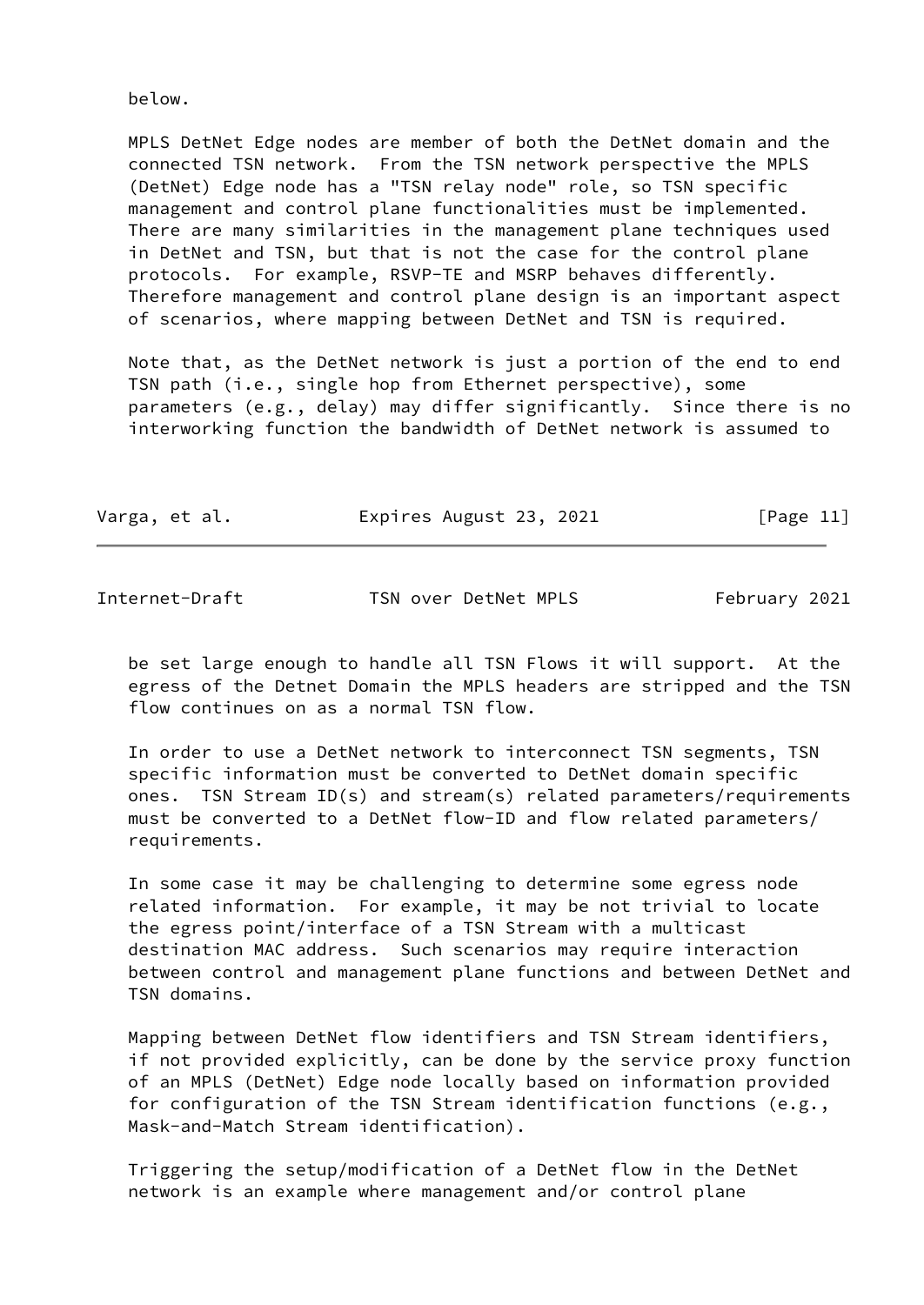below.

MPLS DetNet Edge nodes are member of both the DetNet domain and the connected TSN network. From the TSN network perspective the MPLS (DetNet) Edge node has a "TSN relay node" role, so TSN specific management and control plane functionalities must be implemented. There are many similarities in the management plane techniques used in DetNet and TSN, but that is not the case for the control plane protocols. For example, RSVP-TE and MSRP behaves differently. Therefore management and control plane design is an important aspect of scenarios, where mapping between DetNet and TSN is required.

Note that, as the DetNet network is just a portion of the end to end TSN path (i.e., single hop from Ethernet perspective), some parameters (e.g., delay) may differ significantly. Since there is no interworking function the bandwidth of DetNet network is assumed to be set large enough to handle all TSN Flows it will support. At the egress of the Detnet Domain the MPLS headers are stripped and the TSN flow continues on as a normal TSN flow.

In order to use a DetNet network to interconnect TSN segments, TSN specific information must be converted to DetNet domain specific ones. TSN Stream ID(s) and stream(s) related parameters/requirements must be converted to a DetNet flow-ID and flow related parameters/ requirements.

In some case it may be challenging to determine some egress node related information. For example, it may be not trivial to locate the egress point/interface of a TSN Stream with a multicast destination MAC address. Such scenarios may require interaction between control and management plane functions and between DetNet and TSN domains.

Mapping between DetNet flow identifiers and TSN Stream identifiers, if not provided explicitly, can be done by the service proxy function of an MPLS (DetNet) Edge node locally based on information provided for configuration of the TSN Stream identification functions (e.g., Mask-and-Match Stream identification).

Triggering the setup/modification of a DetNet flow in the DetNet network is an example where management and/or control plane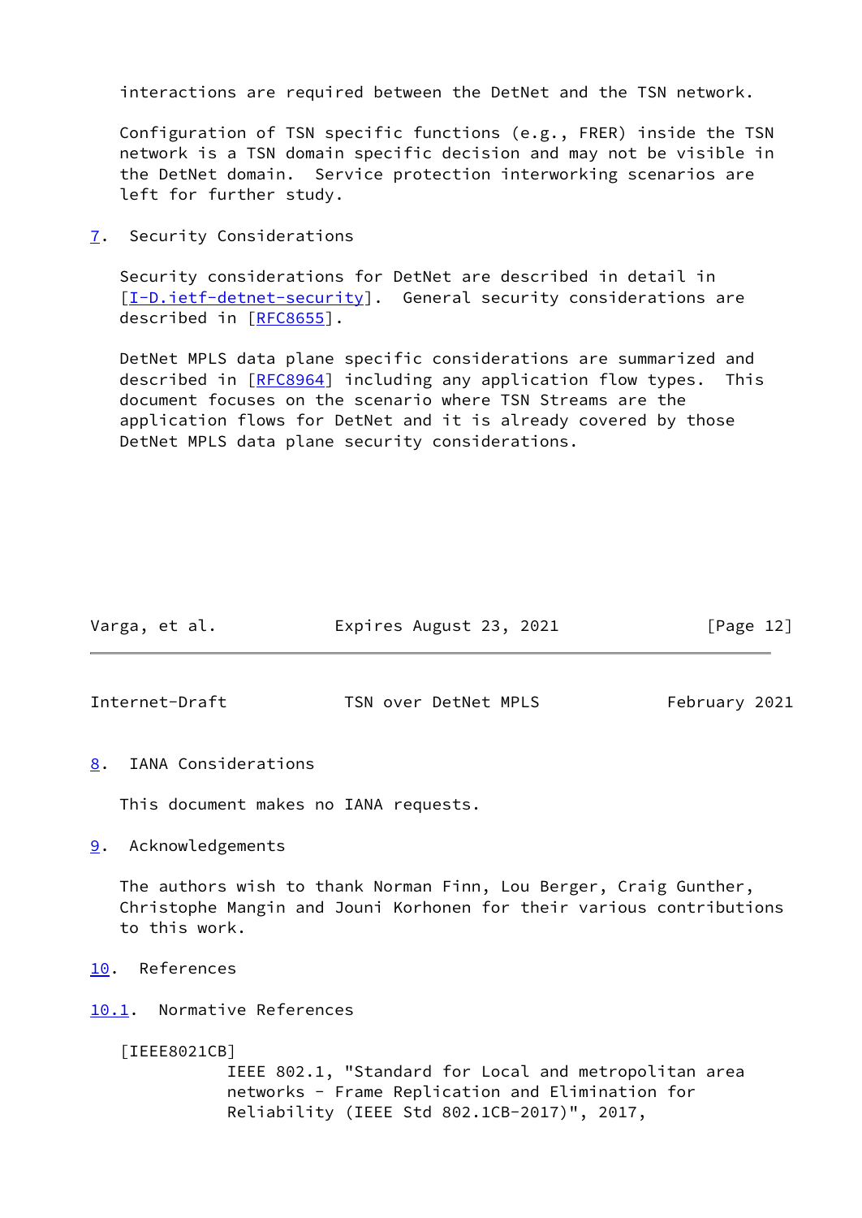interactions are required between the DetNet and the TSN network.

Configuration of TSN specific functions (e.g., FRER) inside the TSN network is a TSN domain specific decision and may not be visible in the DetNet domain. Service protection interworking scenarios are left for further study.

## 7. Security Considerations

Security considerations for DetNet are described in detail in [I-D.ietf-detnet-security]. General security considerations are described in [RFC8655].

DetNet MPLS data plane specific considerations are summarized and described in [RFC8964] including any application flow types. This document focuses on the scenario where TSN Streams are the application flows for DetNet and it is already covered by those DetNet MPLS data plane security considerations.

## 8. IANA Considerations

This document makes no IANA requests.

## 9. Acknowledgements

The authors wish to thank Norman Finn, Lou Berger, Craig Gunther, Christophe Mangin and Jouni Korhonen for their various contributions to this work.

## 10. References

### 10.1. Normative References

[IEEE8021CB]
IEEE 802.1, "Standard for Local and metropolitan area networks - Frame Replication and Elimination for Reliability (IEEE Std 802.1CB-2017)", 2017,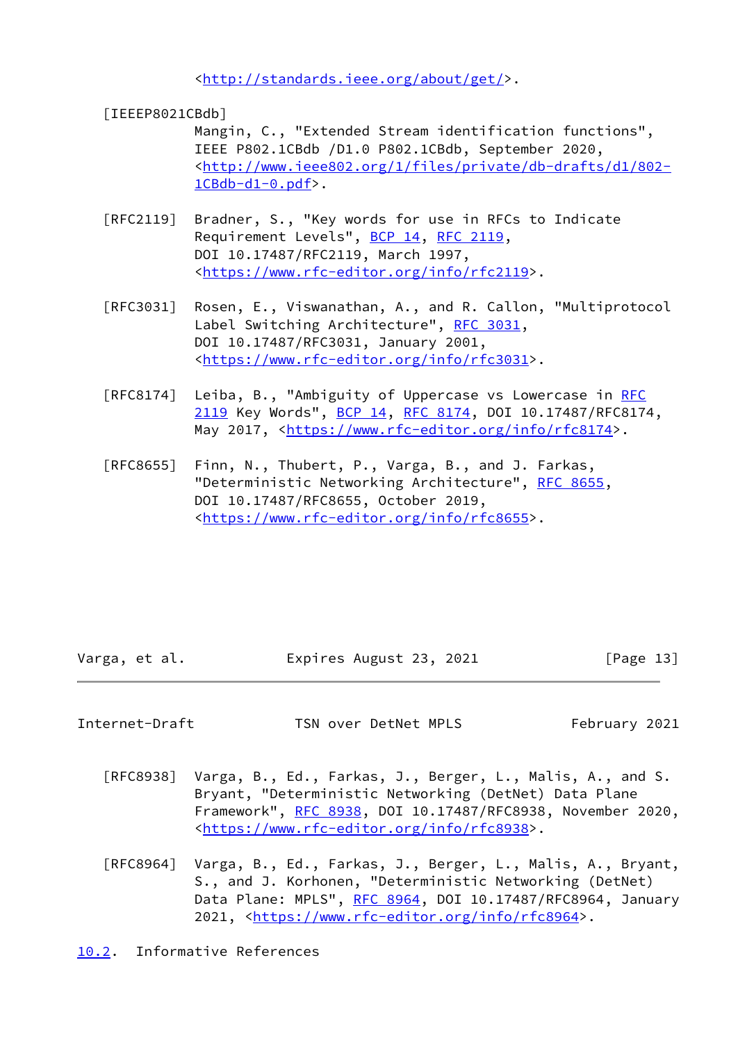<http://standards.ieee.org/about/get/>.

[IEEEP8021CBdb]
Mangin, C., "Extended Stream identification functions", IEEE P802.1CBdb /D1.0 P802.1CBdb, September 2020, <http://www.ieee802.org/1/files/private/db-drafts/d1/802-1CBdb-d1-0.pdf>.

[RFC2119] Bradner, S., "Key words for use in RFCs to Indicate Requirement Levels", BCP 14, RFC 2119, DOI 10.17487/RFC2119, March 1997, <https://www.rfc-editor.org/info/rfc2119>.

[RFC3031] Rosen, E., Viswanathan, A., and R. Callon, "Multiprotocol Label Switching Architecture", RFC 3031, DOI 10.17487/RFC3031, January 2001, <https://www.rfc-editor.org/info/rfc3031>.

[RFC8174] Leiba, B., "Ambiguity of Uppercase vs Lowercase in RFC 2119 Key Words", BCP 14, RFC 8174, DOI 10.17487/RFC8174, May 2017, <https://www.rfc-editor.org/info/rfc8174>.

[RFC8655] Finn, N., Thubert, P., Varga, B., and J. Farkas, "Deterministic Networking Architecture", RFC 8655, DOI 10.17487/RFC8655, October 2019, <https://www.rfc-editor.org/info/rfc8655>.

[RFC8938] Varga, B., Ed., Farkas, J., Berger, L., Malis, A., and S. Bryant, "Deterministic Networking (DetNet) Data Plane Framework", RFC 8938, DOI 10.17487/RFC8938, November 2020, <https://www.rfc-editor.org/info/rfc8938>.

[RFC8964] Varga, B., Ed., Farkas, J., Berger, L., Malis, A., Bryant, S., and J. Korhonen, "Deterministic Networking (DetNet) Data Plane: MPLS", RFC 8964, DOI 10.17487/RFC8964, January 2021, <https://www.rfc-editor.org/info/rfc8964>.

### 10.2. Informative References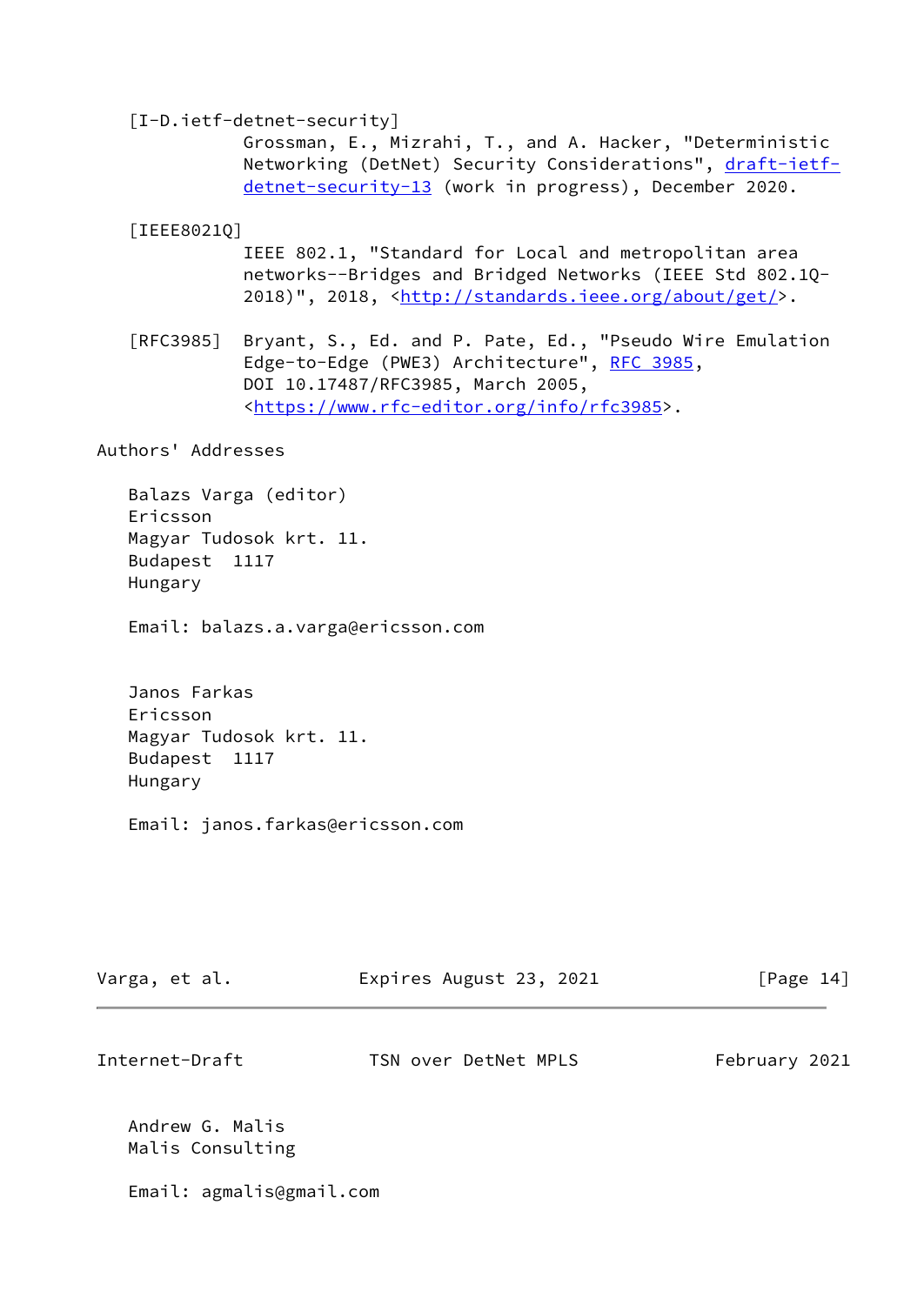[I-D.ietf-detnet-security]
Grossman, E., Mizrahi, T., and A. Hacker, "Deterministic Networking (DetNet) Security Considerations", draft-ietf-detnet-security-13 (work in progress), December 2020.

[IEEE8021Q]
IEEE 802.1, "Standard for Local and metropolitan area networks--Bridges and Bridged Networks (IEEE Std 802.1Q-2018)", 2018, <http://standards.ieee.org/about/get/>.

[RFC3985] Bryant, S., Ed. and P. Pate, Ed., "Pseudo Wire Emulation Edge-to-Edge (PWE3) Architecture", RFC 3985, DOI 10.17487/RFC3985, March 2005, <https://www.rfc-editor.org/info/rfc3985>.

## Authors' Addresses

Balazs Varga (editor)
Ericsson
Magyar Tudosok krt. 11.
Budapest 1117
Hungary

Email: balazs.a.varga@ericsson.com

Janos Farkas
Ericsson
Magyar Tudosok krt. 11.
Budapest 1117
Hungary

Email: janos.farkas@ericsson.com

Andrew G. Malis
Malis Consulting

Email: agmalis@gmail.com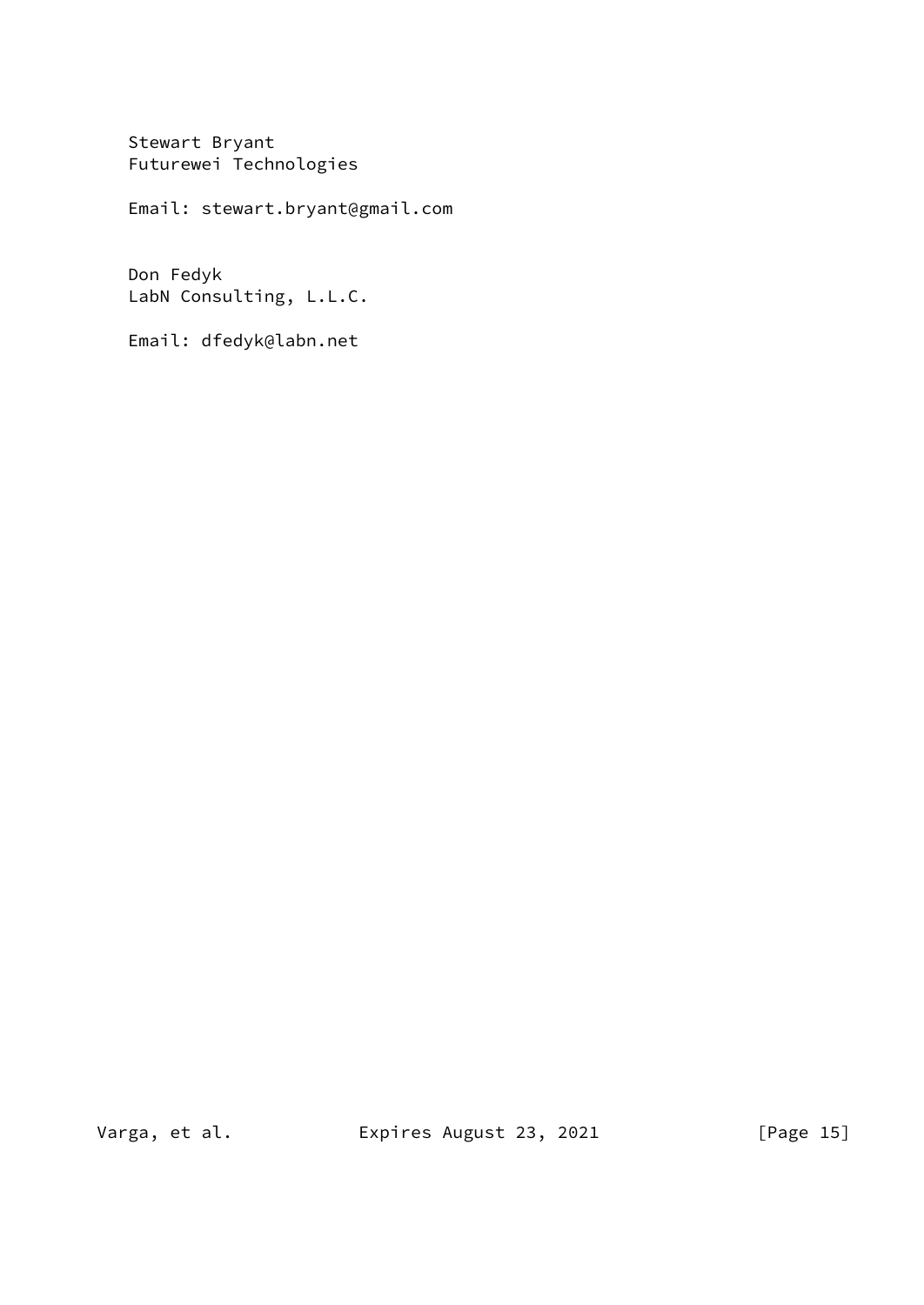Stewart Bryant
Futurewei Technologies

Email: stewart.bryant@gmail.com

Don Fedyk
LabN Consulting, L.L.C.

Email: dfedyk@labn.net